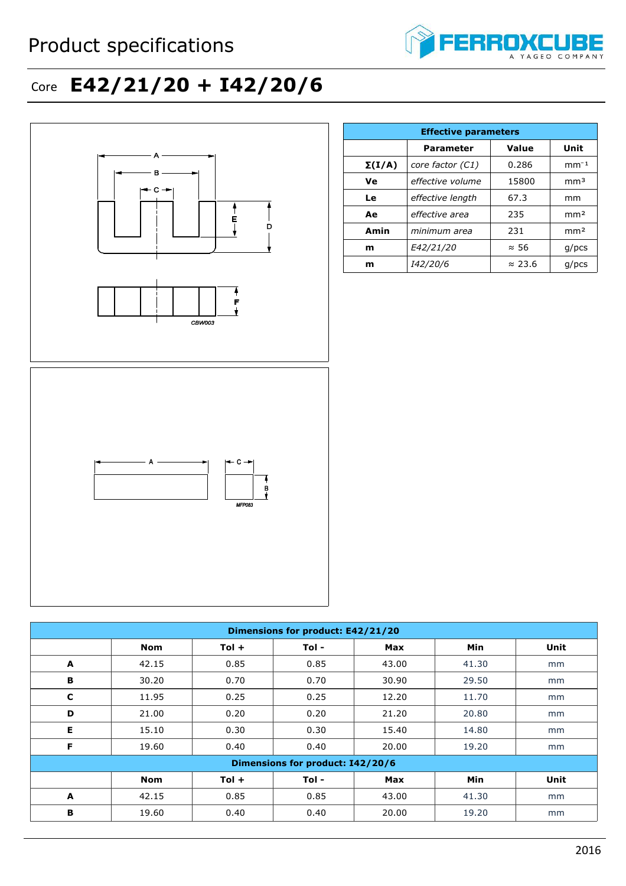# Product specifications

FERROXCUBE A YAGEO COMPANY

## Core E42/21/20 + I42/20/6

| Effective parameters | | | |
|---|---|---|---|
| | **Parameter** | **Value** | **Unit** |
| **Σ(I/A)** | *core factor (C1)* | 0.286 | $mm^{-1}$ |
| **Ve** | *effective volume* | 15800 | $mm^3$ |
| **Le** | *effective length* | 67.3 | mm |
| **Ae** | *effective area* | 235 | $mm^2$ |
| **Amin** | *minimum area* | 231 | $mm^2$ |
| **m** | *E42/21/20* | ≈ 56 | g/pcs |
| **m** | *I42/20/6* | ≈ 23.6 | g/pcs |

| Dimensions for product: E42/21/20 | | | | | | |
|---|---|---|---|---|---|---|
| | **Nom** | **Tol +** | **Tol -** | **Max** | **Min** | **Unit** |
| **A** | 42.15 | 0.85 | 0.85 | 43.00 | 41.30 | mm |
| **B** | 30.20 | 0.70 | 0.70 | 30.90 | 29.50 | mm |
| **C** | 11.95 | 0.25 | 0.25 | 12.20 | 11.70 | mm |
| **D** | 21.00 | 0.20 | 0.20 | 21.20 | 20.80 | mm |
| **E** | 15.10 | 0.30 | 0.30 | 15.40 | 14.80 | mm |
| **F** | 19.60 | 0.40 | 0.40 | 20.00 | 19.20 | mm |
| **Dimensions for product: I42/20/6** | | | | | | |
| | **Nom** | **Tol +** | **Tol -** | **Max** | **Min** | **Unit** |
| **A** | 42.15 | 0.85 | 0.85 | 43.00 | 41.30 | mm |
| **B** | 19.60 | 0.40 | 0.40 | 20.00 | 19.20 | mm |

2016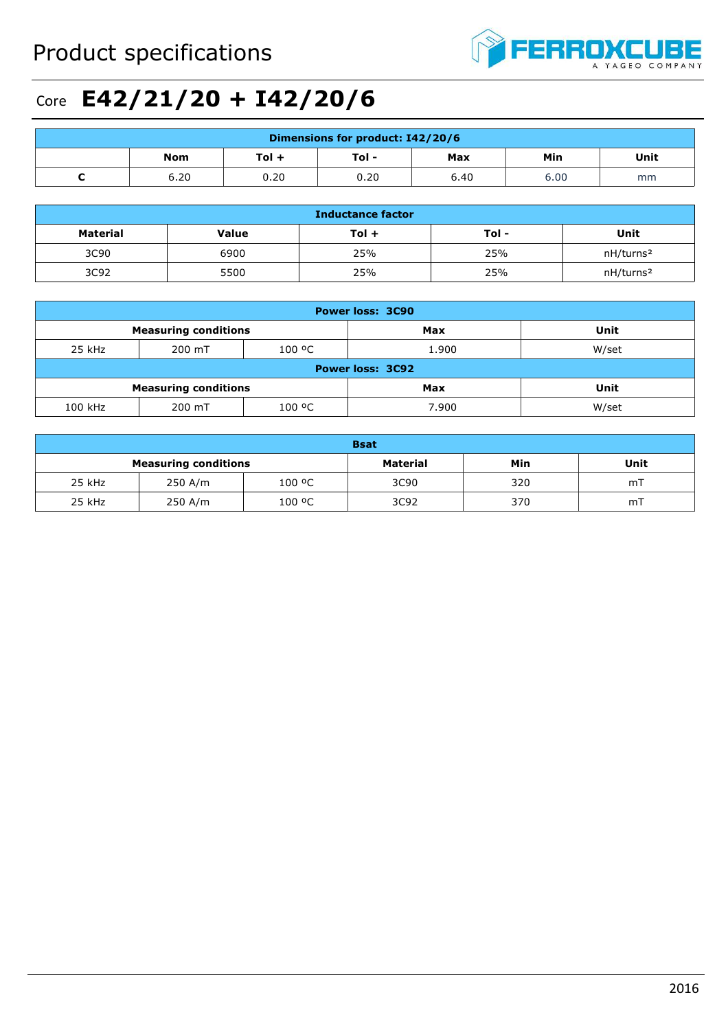# Product specifications

## Core **E42/21/20 + I42/20/6**

| Dimensions for product: I42/20/6 | | | | | | |
|---|---|---|---|---|---|---|
| | **Nom** | **Tol +** | **Tol -** | **Max** | **Min** | **Unit** |
| **C** | 6.20 | 0.20 | 0.20 | 6.40 | 6.00 | mm |

| Inductance factor | | | | |
|---|---|---|---|---|
| **Material** | **Value** | **Tol +** | **Tol -** | **Unit** |
| 3C90 | 6900 | 25% | 25% | nH/turns² |
| 3C92 | 5500 | 25% | 25% | nH/turns² |

| Power loss: 3C90 | | | | |
|---|---|---|---|---|
| **Measuring conditions** | | | **Max** | **Unit** |
| 25 kHz | 200 mT | 100 ºC | 1.900 | W/set |
| **Power loss: 3C92** | | | | |
| **Measuring conditions** | | | **Max** | **Unit** |
| 100 kHz | 200 mT | 100 ºC | 7.900 | W/set |

| Bsat | | | | | |
|---|---|---|---|---|---|
| **Measuring conditions** | | | **Material** | **Min** | **Unit** |
| 25 kHz | 250 A/m | 100 ºC | 3C90 | 320 | mT |
| 25 kHz | 250 A/m | 100 ºC | 3C92 | 370 | mT |

2016